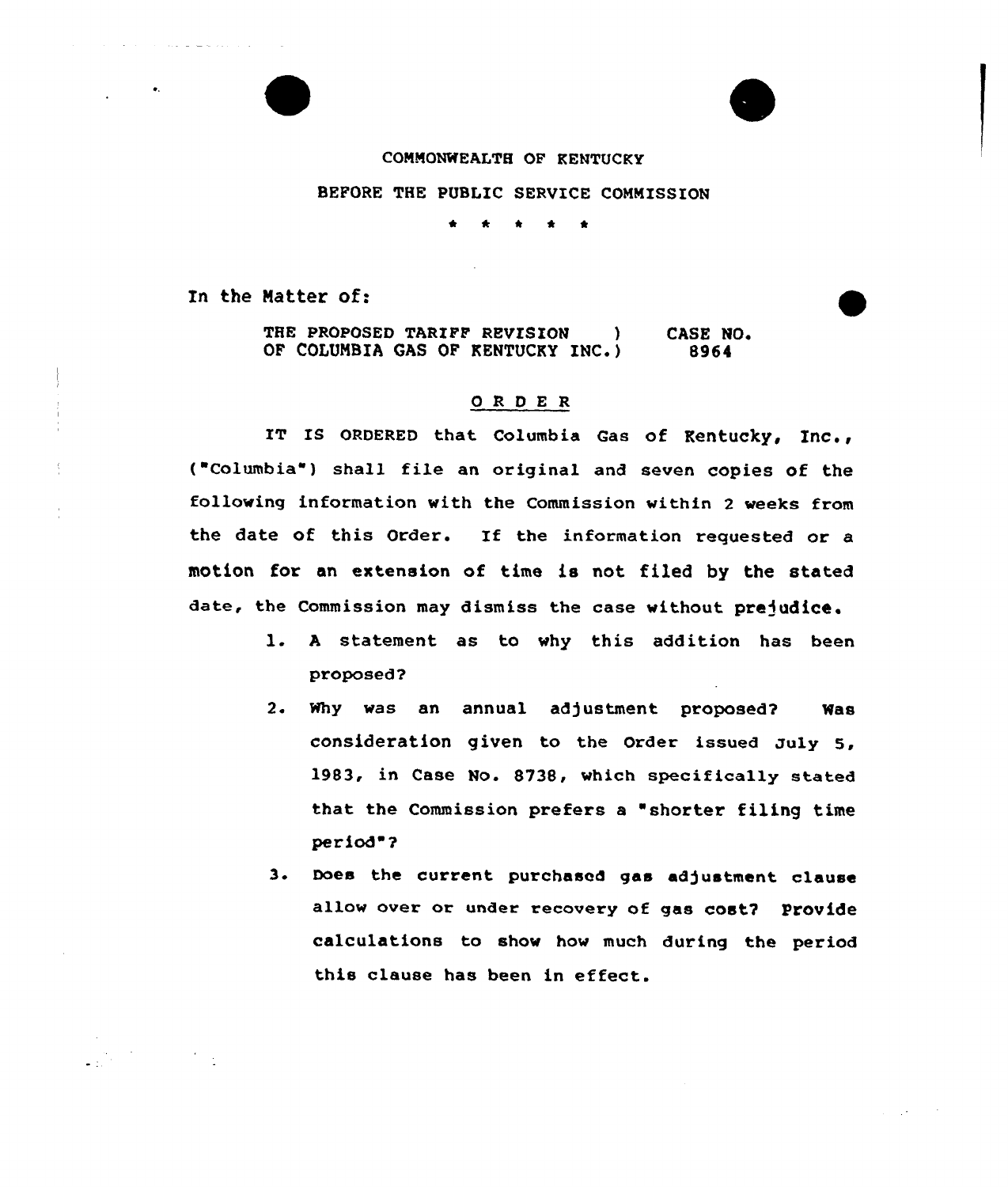COMMONWEALTH OF KENTUCKY

BEFORE THE PUBLIC SERVICE COMMISSION

\* \* \* \* \*

In the Matter of:

THE PROPOSED TARIFF REVISION ) CASE NO.
OF COLUMBIA GAS OF KENTUCKY INC.) 8964

## O R D E R

IT IS ORDERED that Columbia Gas of Kentucky, Inc., ("Columbia") shall file an original and seven copies of the following information with the Commission within 2 weeks from the date of this Order. If the information requested or a motion for an extension of time is not filed by the stated date, the Commission may dismiss the case without prejudice.

1. A statement as to why this addition has been proposed?
2. Why was an annual adjustment proposed? Was consideration given to the Order issued July 5, 1983, in Case No. 8738, which specifically stated that the Commission prefers a "shorter filing time period"?
3. Does the current purchased gas adjustment clause allow over or under recovery of gas cost? Provide calculations to show how much during the period this clause has been in effect.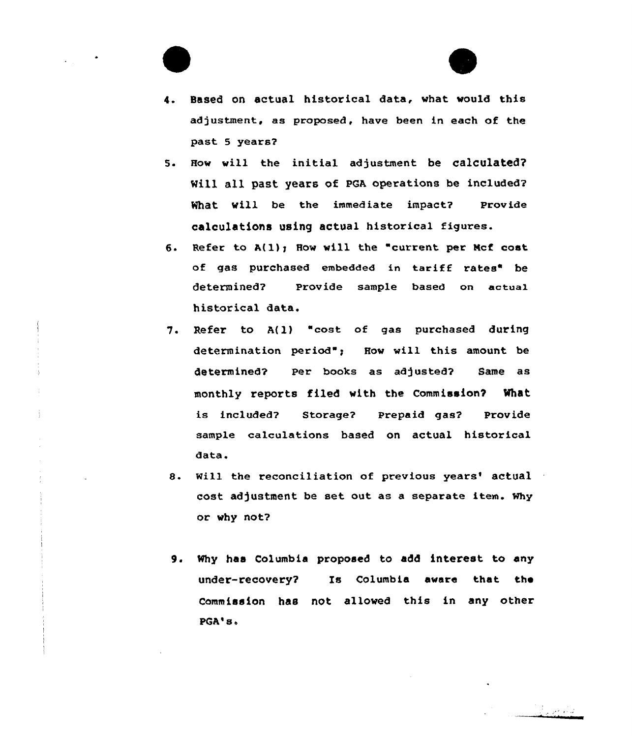4. Based on actual historical data, what would this adjustment, as proposed, have been in each of the past 5 years?

5. How will the initial adjustment be calculated? Will all past years of PGA operations be included? What will be the immediate impact? Provide calculations using actual historical figures.

6. Refer to A(1); How will the "current per Mcf cost of gas purchased embedded in tariff rates" be determined? Provide sample based on actual historical data.

7. Refer to A(1) "cost of gas purchased during determination period"; How will this amount be determined? Per books as adjusted? Same as monthly reports filed with the Commission? What is included? Storage? Prepaid gas? Provide sample calculations based on actual historical data.

8. Will the reconciliation of previous years' actual cost adjustment be set out as a separate item. Why or why not?

9. Why has Columbia proposed to add interest to any under-recovery? Is Columbia aware that the Commission has not allowed this in any other PGA's.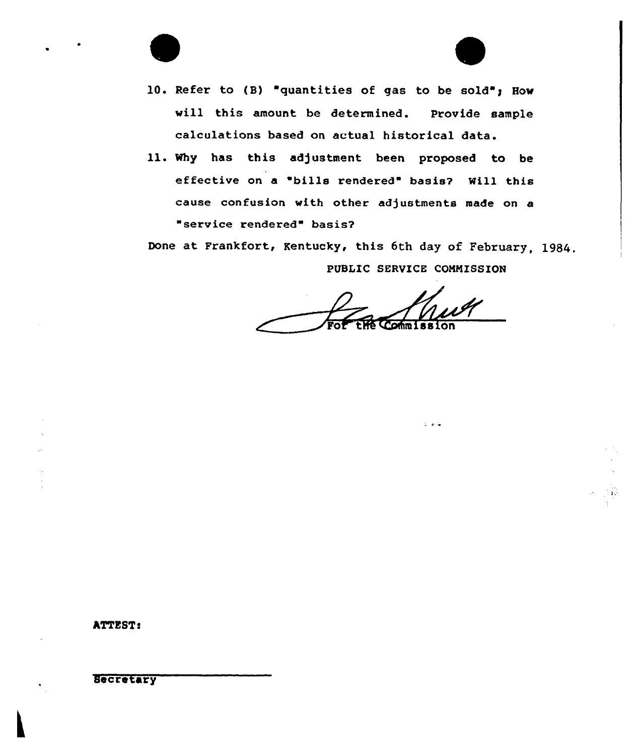10. Refer to (B) "quantities of gas to be sold"; How will this amount be determined. Provide sample calculations based on actual historical data.
11. Why has this adjustment been proposed to be effective on a "bills rendered" basis? Will this cause confusion with other adjustments made on a "service rendered" basis?

Done at Frankfort, Kentucky, this 6th day of February, 1984.

PUBLIC SERVICE COMMISSION

For the Commission

ATTEST:

Secretary